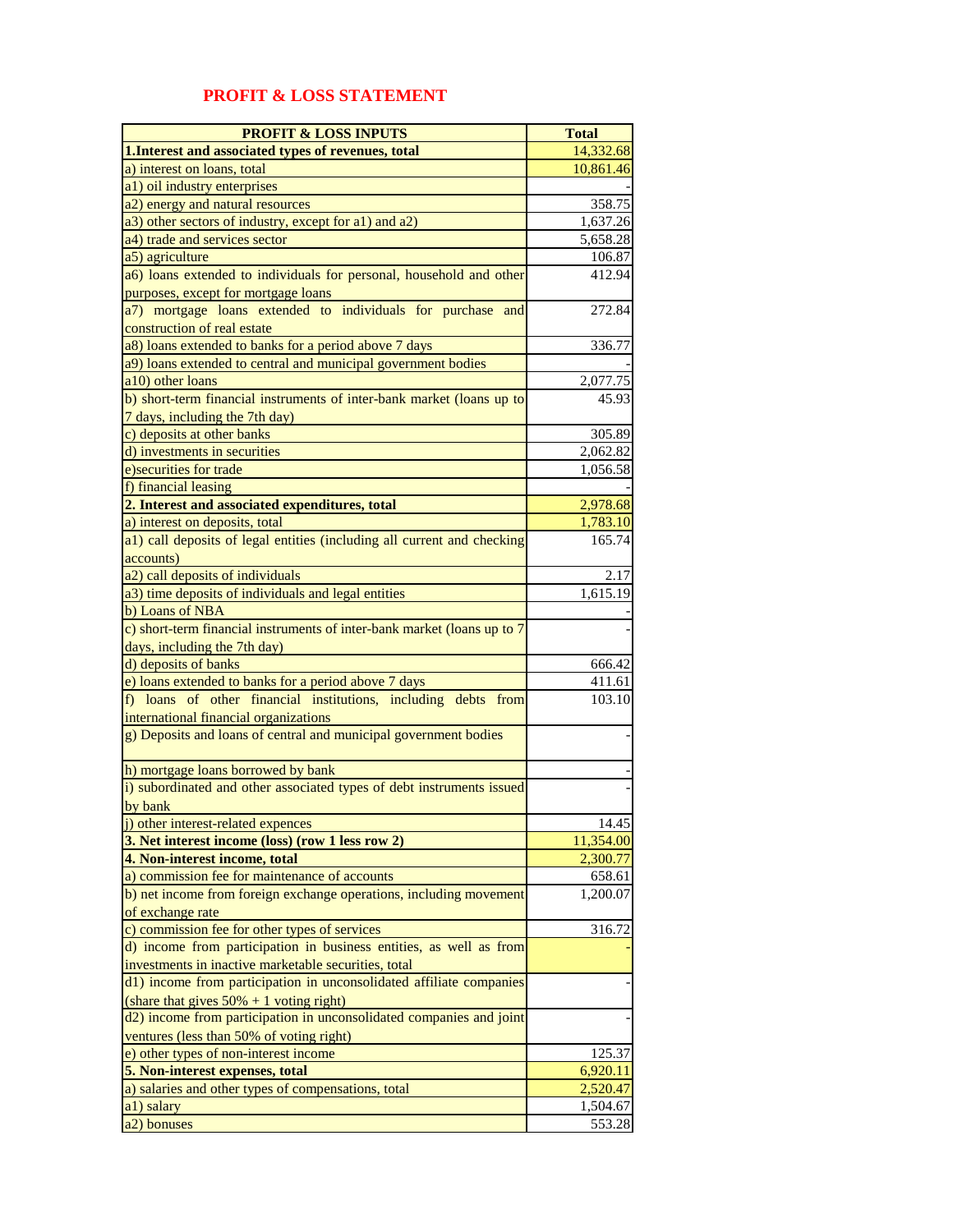# PROFIT & LOSS STATEMENT

| PROFIT & LOSS INPUTS | Total |
|---|---|
| **1.Interest and associated types of revenues, total** | 14,332.68 |
| a) interest on loans, total | 10,861.46 |
| a1) oil industry enterprises | - |
| a2) energy and natural resources | 358.75 |
| a3) other sectors of industry, except for a1) and a2) | 1,637.26 |
| a4) trade and services sector | 5,658.28 |
| a5) agriculture | 106.87 |
| a6) loans extended to individuals for personal, household and other purposes, except for mortgage loans | 412.94 |
| a7) mortgage loans extended to individuals for purchase and construction of real estate | 272.84 |
| a8) loans extended to banks for a period above 7 days | 336.77 |
| a9) loans extended to central and municipal government bodies | - |
| a10) other loans | 2,077.75 |
| b) short-term financial instruments of inter-bank market (loans up to 7 days, including the 7th day) | 45.93 |
| c) deposits at other banks | 305.89 |
| d) investments in securities | 2,062.82 |
| e)securities for trade | 1,056.58 |
| f) financial leasing | - |
| **2. Interest and associated expenditures, total** | 2,978.68 |
| a) interest on deposits, total | 1,783.10 |
| a1) call deposits of legal entities (including all current and checking accounts) | 165.74 |
| a2) call deposits of individuals | 2.17 |
| a3) time deposits of individuals and legal entities | 1,615.19 |
| b) Loans of NBA | - |
| c) short-term financial instruments of inter-bank market (loans up to 7 days, including the 7th day) | - |
| d) deposits of banks | 666.42 |
| e) loans extended to banks for a period above 7 days | 411.61 |
| f) loans of other financial institutions, including debts from international financial organizations | 103.10 |
| g) Deposits and loans of central and municipal government bodies | - |
| h) mortgage loans borrowed by bank | - |
| i) subordinated and other associated types of debt instruments issued by bank | - |
| j) other interest-related expences | 14.45 |
| **3. Net interest income (loss) (row 1 less row 2)** | 11,354.00 |
| **4. Non-interest income, total** | 2,300.77 |
| a) commission fee for maintenance of accounts | 658.61 |
| b) net income from foreign exchange operations, including movement of exchange rate | 1,200.07 |
| c) commission fee for other types of services | 316.72 |
| d) income from participation in business entities, as well as from investments in inactive marketable securities, total | - |
| d1) income from participation in unconsolidated affiliate companies (share that gives 50% + 1 voting right) | - |
| d2) income from participation in unconsolidated companies and joint ventures (less than 50% of voting right) | - |
| e) other types of non-interest income | 125.37 |
| **5. Non-interest expenses, total** | 6,920.11 |
| a) salaries and other types of compensations, total | 2,520.47 |
| a1) salary | 1,504.67 |
| a2) bonuses | 553.28 |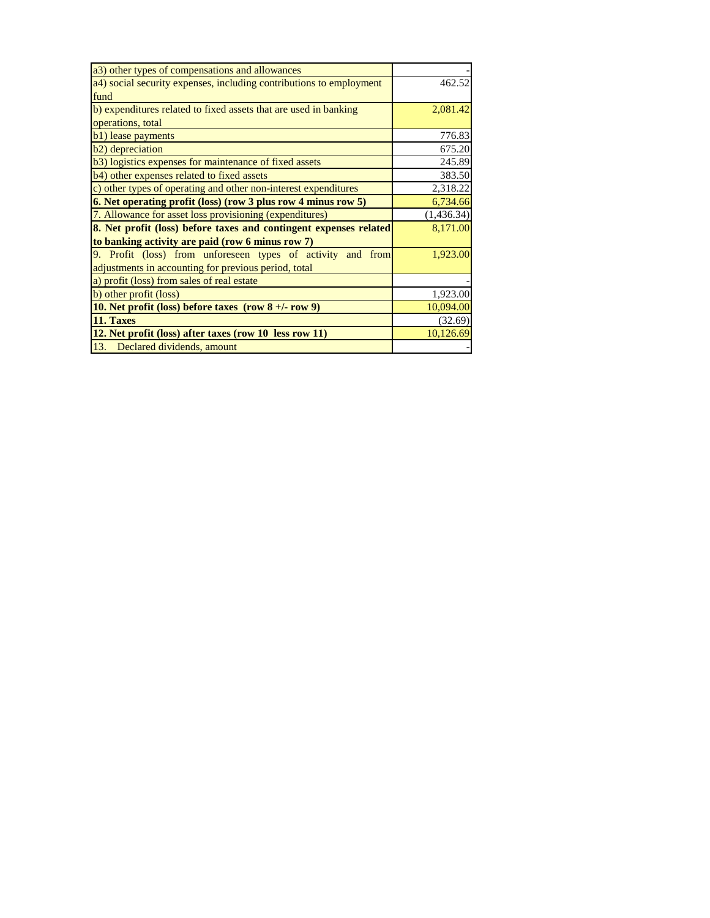| | |
|---|---|
| a3) other types of compensations and allowances | - |
| a4) social security expenses, including contributions to employment fund | 462.52 |
| b) expenditures related to fixed assets that are used in banking operations, total | 2,081.42 |
| b1) lease payments | 776.83 |
| b2) depreciation | 675.20 |
| b3) logistics expenses for maintenance of fixed assets | 245.89 |
| b4) other expenses related to fixed assets | 383.50 |
| c) other types of operating and other non-interest expenditures | 2,318.22 |
| **6. Net operating profit (loss) (row 3 plus row 4 minus row 5)** | 6,734.66 |
| 7. Allowance for asset loss provisioning (expenditures) | (1,436.34) |
| **8. Net profit (loss) before taxes and contingent expenses related to banking activity are paid (row 6 minus row 7)** | 8,171.00 |
| 9. Profit (loss) from unforeseen types of activity and from adjustments in accounting for previous period, total | 1,923.00 |
| a) profit (loss) from sales of real estate | - |
| b) other profit (loss) | 1,923.00 |
| **10. Net profit (loss) before taxes (row 8 +/- row 9)** | 10,094.00 |
| **11. Taxes** | (32.69) |
| **12. Net profit (loss) after taxes (row 10 less row 11)** | 10,126.69 |
| 13. Declared dividends, amount | - |